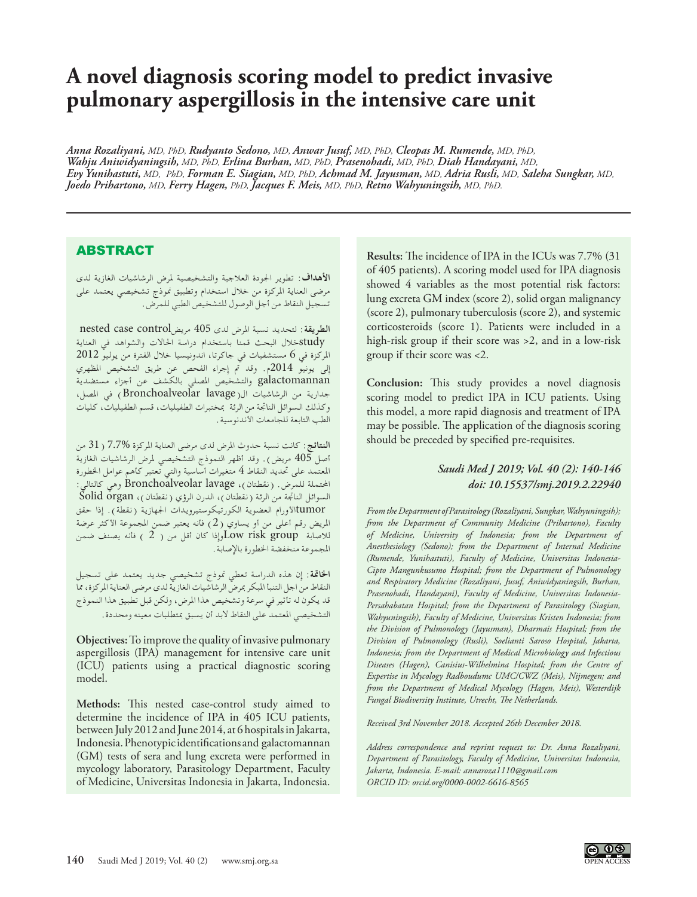# A novel diagnosis scoring model to predict invasive pulmonary aspergillosis in the intensive care unit

*Anna Rozaliyani, MD, PhD, Rudyanto Sedono, MD, Anwar Jusuf, MD, PhD, Cleopas M. Rumende, MD, PhD, Wahju Aniwidyaningsih, MD, PhD, Erlina Burhan, MD, PhD, Prasenohadi, MD, PhD, Diah Handayani, MD, Evy Yunihastuti, MD, PhD, Forman E. Siagian, MD, PhD, Achmad M. Jayusman, MD, Adria Rusli, MD, Saleha Sungkar, MD, Joedo Prihartono, MD, Ferry Hagen, PhD, Jacques F. Meis, MD, PhD, Retno Wahyuningsih, MD, PhD.*

## ABSTRACT

**الأهداف**: تطوير الجودة العلاجية والتشخيصية لمرض الرشاشيات الغازية لدى مرضى العناية المركزة من خلال استخدام وتطبيق نموذج تشخيصي يعتمد على تسجيل النقاط من أجل الوصول للتشخيص الطبي للمرض.

**الطريقة**: لتحديد نسبة المرض لدى 405 مريض nested case control study خلال البحث قمنا باستخدام دراسة الحالات والشواهد في العناية المركزة في 6 مستشفيات في جاكرتا، اندونيسيا خلال الفترة من يوليو 2012 إلى يونيو 2014م. وقد تم إجراء الفحص عن طريق التشخيص المظهري والتشخيص المصلي بالكشف عن أجزاء مستضدية galactomannan جدارية من الرشاشيات الـ(Bronchoalveolar lavage) في المصل، وكذلك السوائل الناتجة من الرئة بمختبرات الطفيليات، قسم الطفيليات، كليات الطب التابعة للجامعات الأندونيسية.

**النتائج**: كانت نسبة حدوث المرض لدى مرضى العناية المركزة 7.7% (31 من أصل 405 مريض). وقد أظهر النموذج التشخيصي لمرض الرشاشيات الغازية المعتمد على تحديد النقاط 4 متغيرات أساسية والتي تعتبر كأهم عوامل الخطورة المحتملة للمرض. (نقطتان)، Bronchoalveolar lavage وهي كالتالي: السوائل الناتجة من الرئة (نقطتان)، الدرن الرؤي (نقطتان)، Solid organ tumor الأورام العضوية الكورتيكوستيرويدات الجهازية (نقطة). إذا حقق المريض رقم أعلى من أو يساوي (2) فإنه يعتبر ضمن المجموعة الأكثر عرضة للاصابة Low risk group وإذا كان أقل من (2) فإنه يصنف ضمن المجموعة منخفضة الخطورة بالإصابة.

**الخاتمة**: إن هذه الدراسة تعطي نموذج تشخيصي جديد يعتمد على تسجيل النقاط من اجل التنبأ المبكر بمرض الرشاشيات الغازية لدى مرضى العناية المركزة، مما قد يكون له تأثير في سرعة وتشخيص هذا المرض، ولكن قبل تطبيق هذا النموذج التشخيصي المعتمد على النقاط لابد أن يسبق بمتطلبات معينه ومحددة.

**Objectives:** To improve the quality of invasive pulmonary aspergillosis (IPA) management for intensive care unit (ICU) patients using a practical diagnostic scoring model.

**Methods:** This nested case-control study aimed to determine the incidence of IPA in 405 ICU patients, between July 2012 and June 2014, at 6 hospitals in Jakarta, Indonesia. Phenotypic identifications and galactomannan (GM) tests of sera and lung excreta were performed in mycology laboratory, Parasitology Department, Faculty of Medicine, Universitas Indonesia in Jakarta, Indonesia.

**Results:** The incidence of IPA in the ICUs was 7.7% (31 of 405 patients). A scoring model used for IPA diagnosis showed 4 variables as the most potential risk factors: lung excreta GM index (score 2), solid organ malignancy (score 2), pulmonary tuberculosis (score 2), and systemic corticosteroids (score 1). Patients were included in a high-risk group if their score was >2, and in a low-risk group if their score was <2.

**Conclusion:** This study provides a novel diagnosis scoring model to predict IPA in ICU patients. Using this model, a more rapid diagnosis and treatment of IPA may be possible. The application of the diagnosis scoring should be preceded by specified pre-requisites.

*Saudi Med J 2019; Vol. 40 (2): 140-146*
*doi: 10.15537/smj.2019.2.22940*

*From the Department of Parasitology (Rozaliyani, Sungkar, Wahyuningsih); from the Department of Community Medicine (Prihartono), Faculty of Medicine, University of Indonesia; from the Department of Anesthesiology (Sedono); from the Department of Internal Medicine (Rumende, Yunihastuti), Faculty of Medicine, Universitas Indonesia-Cipto Mangunkusumo Hospital; from the Department of Pulmonology and Respiratory Medicine (Rozaliyani, Jusuf, Aniwidyaningsih, Burhan, Prasenohadi, Handayani), Faculty of Medicine, Universitas Indonesia-Persahabatan Hospital; from the Department of Parasitology (Siagian, Wahyuningsih), Faculty of Medicine, Universitas Kristen Indonesia; from the Division of Pulmonology (Jayusman), Dharmais Hospital; from the Division of Pulmonology (Rusli), Soelianti Saroso Hospital, Jakarta, Indonesia; from the Department of Medical Microbiology and Infectious Diseases (Hagen), Canisius-Wilhelmina Hospital; from the Centre of Expertise in Mycology Radboudumc UMC/CWZ (Meis), Nijmegen; and from the Department of Medical Mycology (Hagen, Meis), Westerdijk Fungal Biodiversity Institute, Utrecht, The Netherlands.*

*Received 3rd November 2018. Accepted 26th December 2018.*

*Address correspondence and reprint request to: Dr. Anna Rozaliyani, Department of Parasitology, Faculty of Medicine, Universitas Indonesia, Jakarta, Indonesia. E-mail: annaroza1110@gmail.com*
*ORCID ID: orcid.org/0000-0002-6616-8565*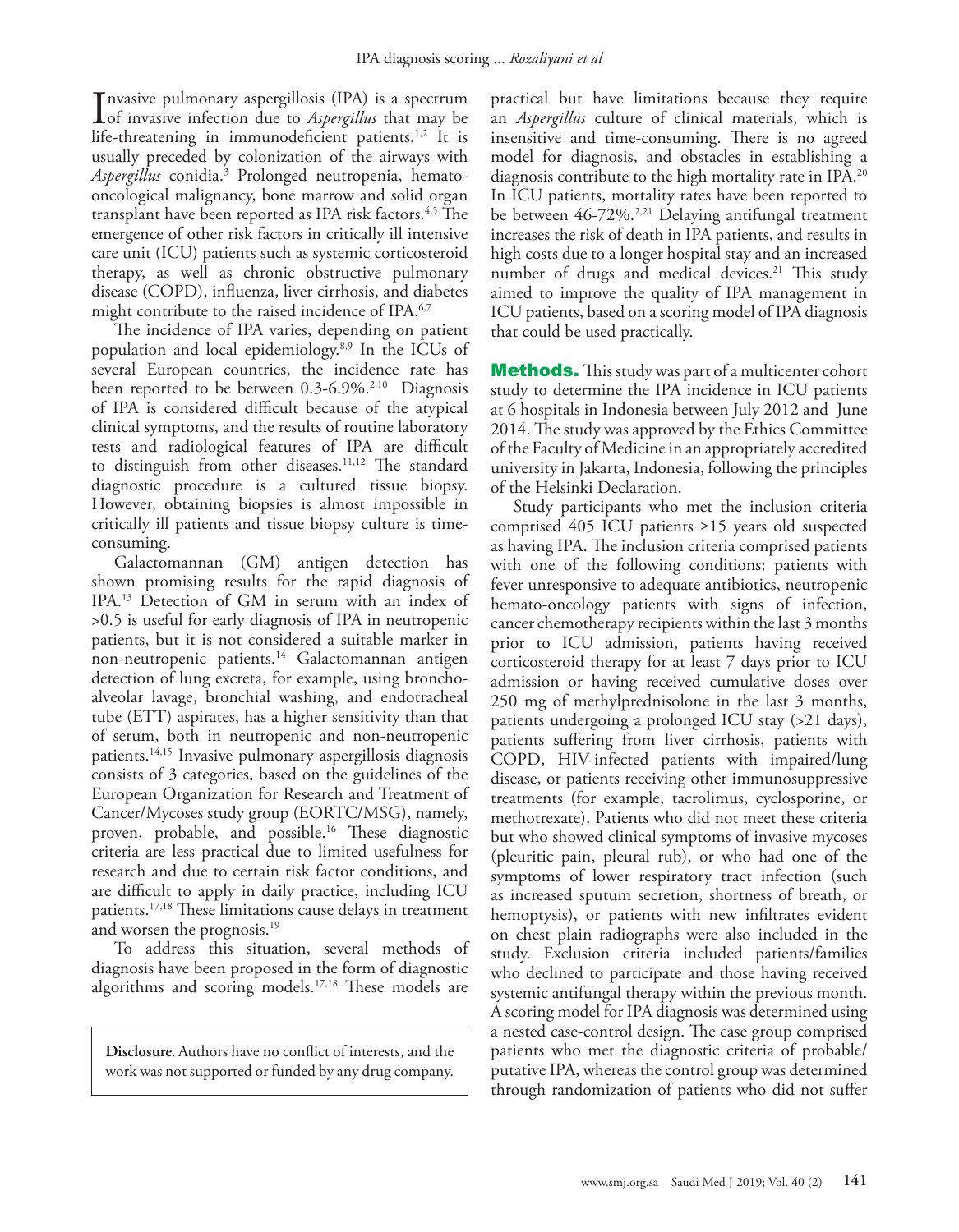Invasive pulmonary aspergillosis (IPA) is a spectrum of invasive infection due to *Aspergillus* that may be life-threatening in immunodeficient patients.[1,2] It is usually preceded by colonization of the airways with *Aspergillus* conidia.[3] Prolonged neutropenia, hemato-oncological malignancy, bone marrow and solid organ transplant have been reported as IPA risk factors.[4,5] The emergence of other risk factors in critically ill intensive care unit (ICU) patients such as systemic corticosteroid therapy, as well as chronic obstructive pulmonary disease (COPD), influenza, liver cirrhosis, and diabetes might contribute to the raised incidence of IPA.[6,7]

The incidence of IPA varies, depending on patient population and local epidemiology.[8,9] In the ICUs of several European countries, the incidence rate has been reported to be between 0.3-6.9%.[2,10] Diagnosis of IPA is considered difficult because of the atypical clinical symptoms, and the results of routine laboratory tests and radiological features of IPA are difficult to distinguish from other diseases.[11,12] The standard diagnostic procedure is a cultured tissue biopsy. However, obtaining biopsies is almost impossible in critically ill patients and tissue biopsy culture is time-consuming.

Galactomannan (GM) antigen detection has shown promising results for the rapid diagnosis of IPA.[13] Detection of GM in serum with an index of >0.5 is useful for early diagnosis of IPA in neutropenic patients, but it is not considered a suitable marker in non-neutropenic patients.[14] Galactomannan antigen detection of lung excreta, for example, using broncho-alveolar lavage, bronchial washing, and endotracheal tube (ETT) aspirates, has a higher sensitivity than that of serum, both in neutropenic and non-neutropenic patients.[14,15] Invasive pulmonary aspergillosis diagnosis consists of 3 categories, based on the guidelines of the European Organization for Research and Treatment of Cancer/Mycoses study group (EORTC/MSG), namely, proven, probable, and possible.[16] These diagnostic criteria are less practical due to limited usefulness for research and due to certain risk factor conditions, and are difficult to apply in daily practice, including ICU patients.[17,18] These limitations cause delays in treatment and worsen the prognosis.[19]

To address this situation, several methods of diagnosis have been proposed in the form of diagnostic algorithms and scoring models.[17,18] These models are practical but have limitations because they require an *Aspergillus* culture of clinical materials, which is insensitive and time-consuming. There is no agreed model for diagnosis, and obstacles in establishing a diagnosis contribute to the high mortality rate in IPA.[20] In ICU patients, mortality rates have been reported to be between 46-72%.[2,21] Delaying antifungal treatment increases the risk of death in IPA patients, and results in high costs due to a longer hospital stay and an increased number of drugs and medical devices.[21] This study aimed to improve the quality of IPA management in ICU patients, based on a scoring model of IPA diagnosis that could be used practically.

**Disclosure**. Authors have no conflict of interests, and the work was not supported or funded by any drug company.

## Methods.

This study was part of a multicenter cohort study to determine the IPA incidence in ICU patients at 6 hospitals in Indonesia between July 2012 and June 2014. The study was approved by the Ethics Committee of the Faculty of Medicine in an appropriately accredited university in Jakarta, Indonesia, following the principles of the Helsinki Declaration.

Study participants who met the inclusion criteria comprised 405 ICU patients ≥15 years old suspected as having IPA. The inclusion criteria comprised patients with one of the following conditions: patients with fever unresponsive to adequate antibiotics, neutropenic hemato-oncology patients with signs of infection, cancer chemotherapy recipients within the last 3 months prior to ICU admission, patients having received corticosteroid therapy for at least 7 days prior to ICU admission or having received cumulative doses over 250 mg of methylprednisolone in the last 3 months, patients undergoing a prolonged ICU stay (>21 days), patients suffering from liver cirrhosis, patients with COPD, HIV-infected patients with impaired/lung disease, or patients receiving other immunosuppressive treatments (for example, tacrolimus, cyclosporine, or methotrexate). Patients who did not meet these criteria but who showed clinical symptoms of invasive mycoses (pleuritic pain, pleural rub), or who had one of the symptoms of lower respiratory tract infection (such as increased sputum secretion, shortness of breath, or hemoptysis), or patients with new infiltrates evident on chest plain radiographs were also included in the study. Exclusion criteria included patients/families who declined to participate and those having received systemic antifungal therapy within the previous month. A scoring model for IPA diagnosis was determined using a nested case-control design. The case group comprised patients who met the diagnostic criteria of probable/putative IPA, whereas the control group was determined through randomization of patients who did not suffer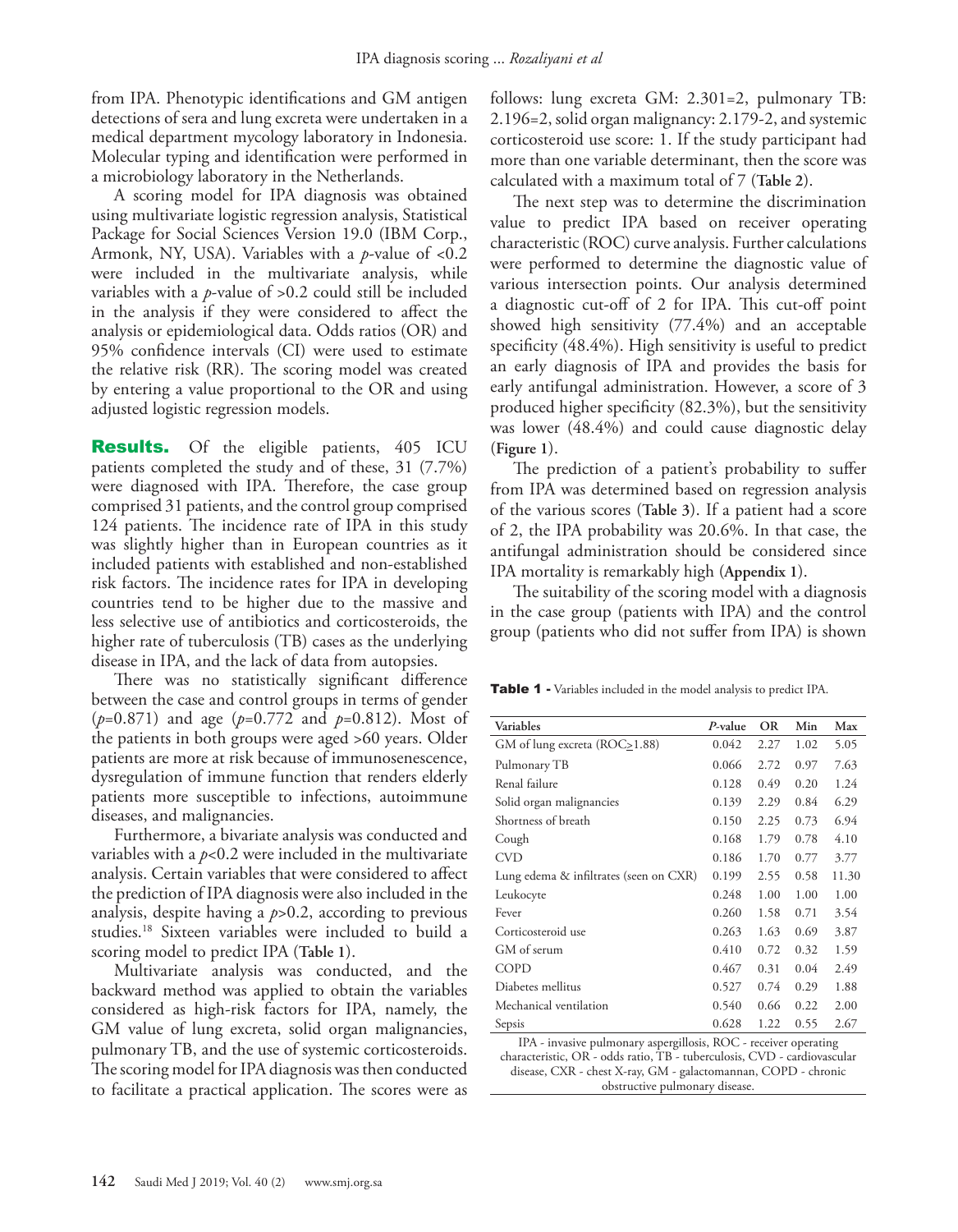from IPA. Phenotypic identifications and GM antigen detections of sera and lung excreta were undertaken in a medical department mycology laboratory in Indonesia. Molecular typing and identification were performed in a microbiology laboratory in the Netherlands.

A scoring model for IPA diagnosis was obtained using multivariate logistic regression analysis, Statistical Package for Social Sciences Version 19.0 (IBM Corp., Armonk, NY, USA). Variables with a *p*-value of <0.2 were included in the multivariate analysis, while variables with a *p*-value of >0.2 could still be included in the analysis if they were considered to affect the analysis or epidemiological data. Odds ratios (OR) and 95% confidence intervals (CI) were used to estimate the relative risk (RR). The scoring model was created by entering a value proportional to the OR and using adjusted logistic regression models.

**Results.** Of the eligible patients, 405 ICU patients completed the study and of these, 31 (7.7%) were diagnosed with IPA. Therefore, the case group comprised 31 patients, and the control group comprised 124 patients. The incidence rate of IPA in this study was slightly higher than in European countries as it included patients with established and non-established risk factors. The incidence rates for IPA in developing countries tend to be higher due to the massive and less selective use of antibiotics and corticosteroids, the higher rate of tuberculosis (TB) cases as the underlying disease in IPA, and the lack of data from autopsies.

There was no statistically significant difference between the case and control groups in terms of gender (*p*=0.871) and age (*p*=0.772 and *p*=0.812). Most of the patients in both groups were aged >60 years. Older patients are more at risk because of immunosenescence, dysregulation of immune function that renders elderly patients more susceptible to infections, autoimmune diseases, and malignancies.

Furthermore, a bivariate analysis was conducted and variables with a *p*<0.2 were included in the multivariate analysis. Certain variables that were considered to affect the prediction of IPA diagnosis were also included in the analysis, despite having a *p*>0.2, according to previous studies.[18] Sixteen variables were included to build a scoring model to predict IPA (**Table 1**).

Multivariate analysis was conducted, and the backward method was applied to obtain the variables considered as high-risk factors for IPA, namely, the GM value of lung excreta, solid organ malignancies, pulmonary TB, and the use of systemic corticosteroids. The scoring model for IPA diagnosis was then conducted to facilitate a practical application. The scores were as follows: lung excreta GM: 2.301=2, pulmonary TB: 2.196=2, solid organ malignancy: 2.179-2, and systemic corticosteroid use score: 1. If the study participant had more than one variable determinant, then the score was calculated with a maximum total of 7 (**Table 2**).

The next step was to determine the discrimination value to predict IPA based on receiver operating characteristic (ROC) curve analysis. Further calculations were performed to determine the diagnostic value of various intersection points. Our analysis determined a diagnostic cut-off of 2 for IPA. This cut-off point showed high sensitivity (77.4%) and an acceptable specificity (48.4%). High sensitivity is useful to predict an early diagnosis of IPA and provides the basis for early antifungal administration. However, a score of 3 produced higher specificity (82.3%), but the sensitivity was lower (48.4%) and could cause diagnostic delay (**Figure 1**).

The prediction of a patient's probability to suffer from IPA was determined based on regression analysis of the various scores (**Table 3**). If a patient had a score of 2, the IPA probability was 20.6%. In that case, the antifungal administration should be considered since IPA mortality is remarkably high (**Appendix 1**).

The suitability of the scoring model with a diagnosis in the case group (patients with IPA) and the control group (patients who did not suffer from IPA) is shown

**Table 1** - Variables included in the model analysis to predict IPA.

| Variables | *P*-value | OR | Min | Max |
|---|---|---|---|---|
| GM of lung excreta (ROC≥1.88) | 0.042 | 2.27 | 1.02 | 5.05 |
| Pulmonary TB | 0.066 | 2.72 | 0.97 | 7.63 |
| Renal failure | 0.128 | 0.49 | 0.20 | 1.24 |
| Solid organ malignancies | 0.139 | 2.29 | 0.84 | 6.29 |
| Shortness of breath | 0.150 | 2.25 | 0.73 | 6.94 |
| Cough | 0.168 | 1.79 | 0.78 | 4.10 |
| CVD | 0.186 | 1.70 | 0.77 | 3.77 |
| Lung edema & infiltrates (seen on CXR) | 0.199 | 2.55 | 0.58 | 11.30 |
| Leukocyte | 0.248 | 1.00 | 1.00 | 1.00 |
| Fever | 0.260 | 1.58 | 0.71 | 3.54 |
| Corticosteroid use | 0.263 | 1.63 | 0.69 | 3.87 |
| GM of serum | 0.410 | 0.72 | 0.32 | 1.59 |
| COPD | 0.467 | 0.31 | 0.04 | 2.49 |
| Diabetes mellitus | 0.527 | 0.74 | 0.29 | 1.88 |
| Mechanical ventilation | 0.540 | 0.66 | 0.22 | 2.00 |
| Sepsis | 0.628 | 1.22 | 0.55 | 2.67 |

IPA - invasive pulmonary aspergillosis, ROC - receiver operating characteristic, OR - odds ratio, TB - tuberculosis, CVD - cardiovascular disease, CXR - chest X-ray, GM - galactomannan, COPD - chronic obstructive pulmonary disease.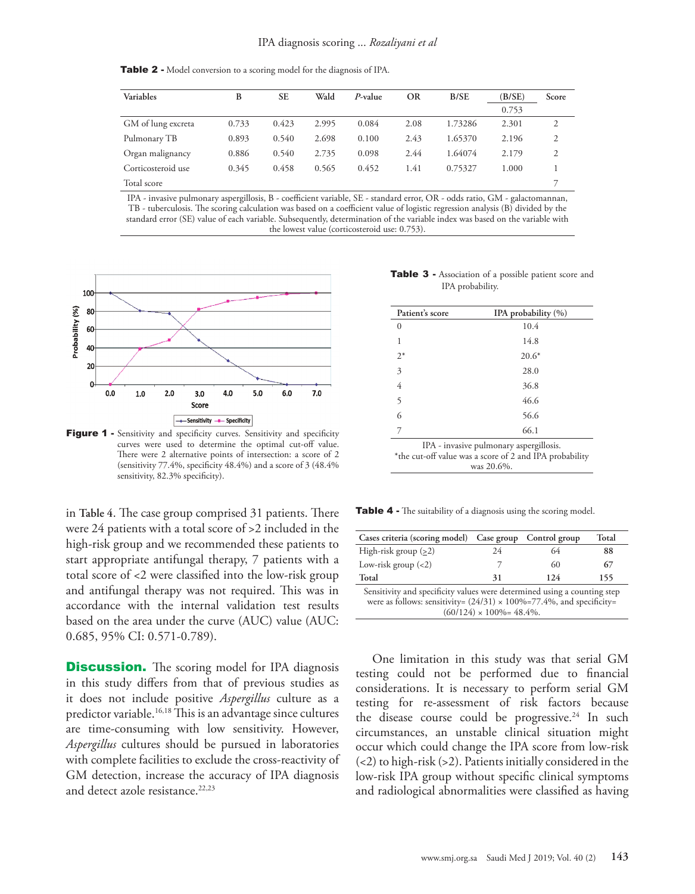**Table 2 -** Model conversion to a scoring model for the diagnosis of IPA.

| Variables | B | SE | Wald | *P*-value | OR | B/SE | (B/SE) 0.753 | Score |
|---|---|---|---|---|---|---|---|---|
| GM of lung excreta | 0.733 | 0.423 | 2.995 | 0.084 | 2.08 | 1.73286 | 2.301 | 2 |
| Pulmonary TB | 0.893 | 0.540 | 2.698 | 0.100 | 2.43 | 1.65370 | 2.196 | 2 |
| Organ malignancy | 0.886 | 0.540 | 2.735 | 0.098 | 2.44 | 1.64074 | 2.179 | 2 |
| Corticosteroid use | 0.345 | 0.458 | 0.565 | 0.452 | 1.41 | 0.75327 | 1.000 | 1 |
| Total score | | | | | | | | 7 |

IPA - invasive pulmonary aspergillosis, B - coefficient variable, SE - standard error, OR - odds ratio, GM - galactomannan, TB - tuberculosis. The scoring calculation was based on a coefficient value of logistic regression analysis (B) divided by the standard error (SE) value of each variable. Subsequently, determination of the variable index was based on the variable with the lowest value (corticosteroid use: 0.753).

**Figure 1 -** Sensitivity and specificity curves. Sensitivity and specificity curves were used to determine the optimal cut-off value. There were 2 alternative points of intersection: a score of 2 (sensitivity 77.4%, specificity 48.4%) and a score of 3 (48.4% sensitivity, 82.3% specificity).

**Table 3 -** Association of a possible patient score and IPA probability.

| Patient's score | IPA probability (%) |
|---|---|
| 0 | 10.4 |
| 1 | 14.8 |
| 2* | 20.6* |
| 3 | 28.0 |
| 4 | 36.8 |
| 5 | 46.6 |
| 6 | 56.6 |
| 7 | 66.1 |

IPA - invasive pulmonary aspergillosis.
*the cut-off value was a score of 2 and IPA probability was 20.6%.

in **Table 4**. The case group comprised 31 patients. There were 24 patients with a total score of >2 included in the high-risk group and we recommended these patients to start appropriate antifungal therapy, 7 patients with a total score of <2 were classified into the low-risk group and antifungal therapy was not required. This was in accordance with the internal validation test results based on the area under the curve (AUC) value (AUC: 0.685, 95% CI: 0.571-0.789).

**Table 4 -** The suitability of a diagnosis using the scoring model.

| Cases criteria (scoring model) | Case group | Control group | Total |
|---|---|---|---|
| High-risk group (≥2) | 24 | 64 | **88** |
| Low-risk group (<2) | 7 | 60 | **67** |
| **Total** | **31** | **124** | **155** |

Sensitivity and specificity values were determined using a counting step were as follows: sensitivity= (24/31) × 100%=77.4%, and specificity= (60/124) × 100%= 48.4%.

**Discussion.** The scoring model for IPA diagnosis in this study differs from that of previous studies as it does not include positive *Aspergillus* culture as a predictor variable.[16,18] This is an advantage since cultures are time-consuming with low sensitivity. However, *Aspergillus* cultures should be pursued in laboratories with complete facilities to exclude the cross-reactivity of GM detection, increase the accuracy of IPA diagnosis and detect azole resistance.[22,23]

One limitation in this study was that serial GM testing could not be performed due to financial considerations. It is necessary to perform serial GM testing for re-assessment of risk factors because the disease course could be progressive.[24] In such circumstances, an unstable clinical situation might occur which could change the IPA score from low-risk (<2) to high-risk (>2). Patients initially considered in the low-risk IPA group without specific clinical symptoms and radiological abnormalities were classified as having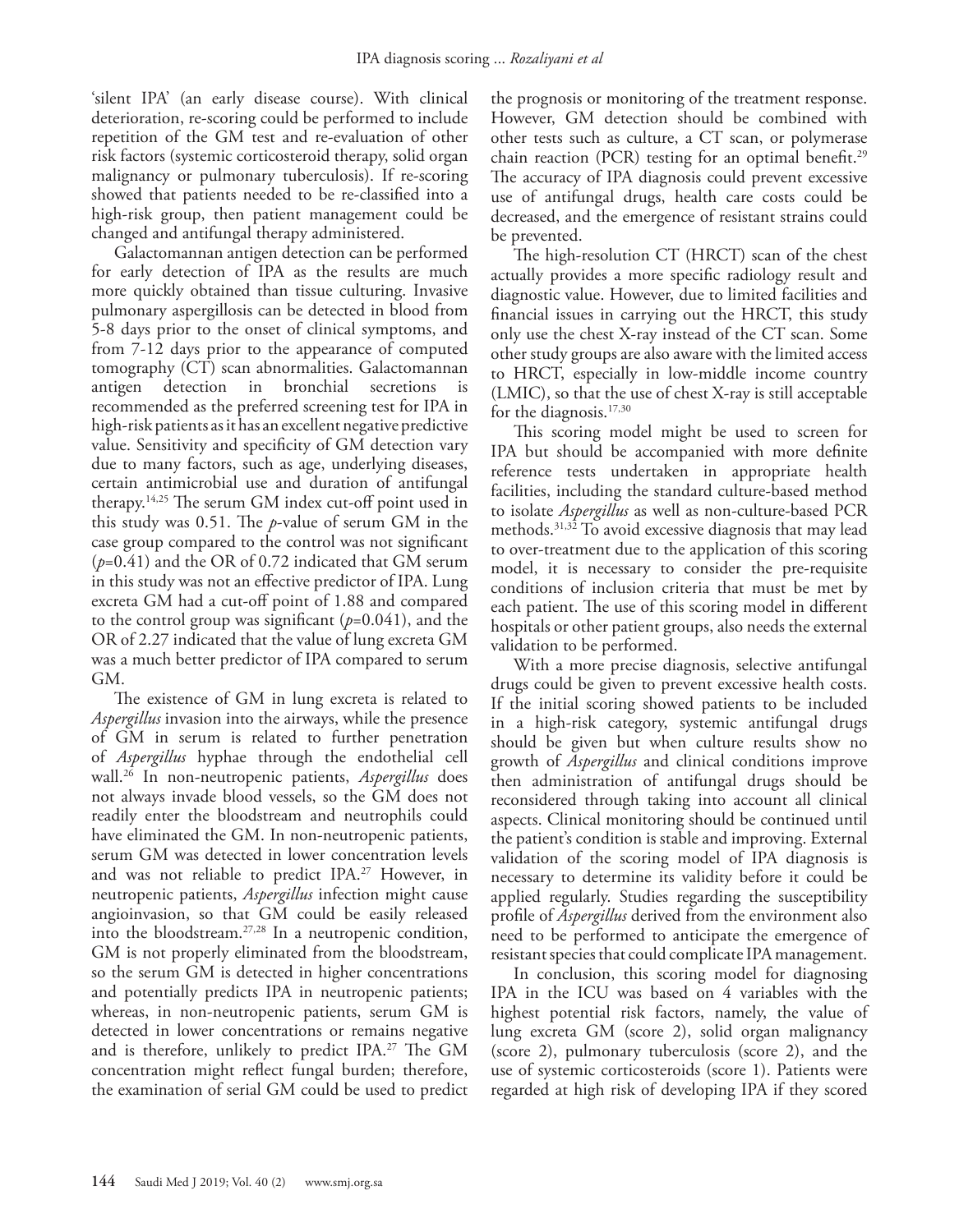'silent IPA' (an early disease course). With clinical deterioration, re-scoring could be performed to include repetition of the GM test and re-evaluation of other risk factors (systemic corticosteroid therapy, solid organ malignancy or pulmonary tuberculosis). If re-scoring showed that patients needed to be re-classified into a high-risk group, then patient management could be changed and antifungal therapy administered.

Galactomannan antigen detection can be performed for early detection of IPA as the results are much more quickly obtained than tissue culturing. Invasive pulmonary aspergillosis can be detected in blood from 5-8 days prior to the onset of clinical symptoms, and from 7-12 days prior to the appearance of computed tomography (CT) scan abnormalities. Galactomannan antigen detection in bronchial secretions is recommended as the preferred screening test for IPA in high-risk patients as it has an excellent negative predictive value. Sensitivity and specificity of GM detection vary due to many factors, such as age, underlying diseases, certain antimicrobial use and duration of antifungal therapy.[14,25] The serum GM index cut-off point used in this study was 0.51. The *p*-value of serum GM in the case group compared to the control was not significant ($p$=0.41) and the OR of 0.72 indicated that GM serum in this study was not an effective predictor of IPA. Lung excreta GM had a cut-off point of 1.88 and compared to the control group was significant ($p$=0.041), and the OR of 2.27 indicated that the value of lung excreta GM was a much better predictor of IPA compared to serum GM.

The existence of GM in lung excreta is related to *Aspergillus* invasion into the airways, while the presence of GM in serum is related to further penetration of *Aspergillus* hyphae through the endothelial cell wall.[26] In non-neutropenic patients, *Aspergillus* does not always invade blood vessels, so the GM does not readily enter the bloodstream and neutrophils could have eliminated the GM. In non-neutropenic patients, serum GM was detected in lower concentration levels and was not reliable to predict IPA.[27] However, in neutropenic patients, *Aspergillus* infection might cause angioinvasion, so that GM could be easily released into the bloodstream.[27,28] In a neutropenic condition, GM is not properly eliminated from the bloodstream, so the serum GM is detected in higher concentrations and potentially predicts IPA in neutropenic patients; whereas, in non-neutropenic patients, serum GM is detected in lower concentrations or remains negative and is therefore, unlikely to predict IPA.[27] The GM concentration might reflect fungal burden; therefore, the examination of serial GM could be used to predict the prognosis or monitoring of the treatment response. However, GM detection should be combined with other tests such as culture, a CT scan, or polymerase chain reaction (PCR) testing for an optimal benefit.[29] The accuracy of IPA diagnosis could prevent excessive use of antifungal drugs, health care costs could be decreased, and the emergence of resistant strains could be prevented.

The high-resolution CT (HRCT) scan of the chest actually provides a more specific radiology result and diagnostic value. However, due to limited facilities and financial issues in carrying out the HRCT, this study only use the chest X-ray instead of the CT scan. Some other study groups are also aware with the limited access to HRCT, especially in low-middle income country (LMIC), so that the use of chest X-ray is still acceptable for the diagnosis.[17,30]

This scoring model might be used to screen for IPA but should be accompanied with more definite reference tests undertaken in appropriate health facilities, including the standard culture-based method to isolate *Aspergillus* as well as non-culture-based PCR methods.[31,32] To avoid excessive diagnosis that may lead to over-treatment due to the application of this scoring model, it is necessary to consider the pre-requisite conditions of inclusion criteria that must be met by each patient. The use of this scoring model in different hospitals or other patient groups, also needs the external validation to be performed.

With a more precise diagnosis, selective antifungal drugs could be given to prevent excessive health costs. If the initial scoring showed patients to be included in a high-risk category, systemic antifungal drugs should be given but when culture results show no growth of *Aspergillus* and clinical conditions improve then administration of antifungal drugs should be reconsidered through taking into account all clinical aspects. Clinical monitoring should be continued until the patient's condition is stable and improving. External validation of the scoring model of IPA diagnosis is necessary to determine its validity before it could be applied regularly. Studies regarding the susceptibility profile of *Aspergillus* derived from the environment also need to be performed to anticipate the emergence of resistant species that could complicate IPA management.

In conclusion, this scoring model for diagnosing IPA in the ICU was based on 4 variables with the highest potential risk factors, namely, the value of lung excreta GM (score 2), solid organ malignancy (score 2), pulmonary tuberculosis (score 2), and the use of systemic corticosteroids (score 1). Patients were regarded at high risk of developing IPA if they scored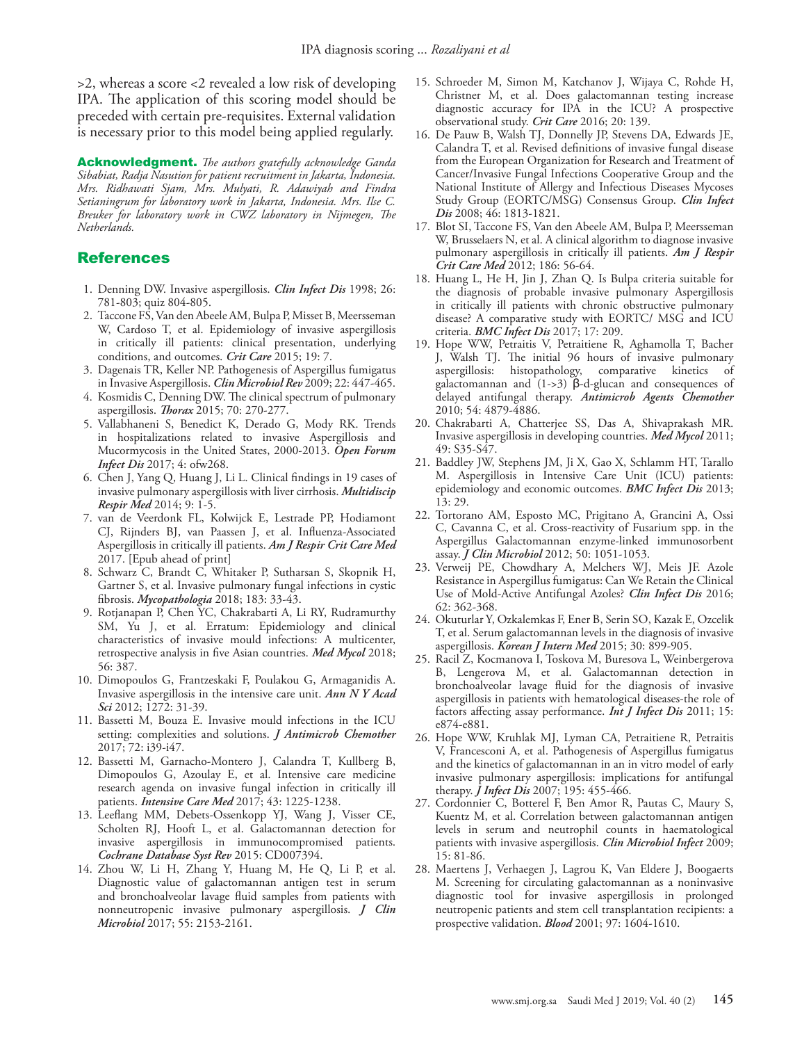>2, whereas a score <2 revealed a low risk of developing IPA. The application of this scoring model should be preceded with certain pre-requisites. External validation is necessary prior to this model being applied regularly.

**Acknowledgment.** *The authors gratefully acknowledge Ganda Sibabiat, Radja Nasution for patient recruitment in Jakarta, Indonesia. Mrs. Ridhawati Sjam, Mrs. Mulyati, R. Adawiyah and Findra Setianingrum for laboratory work in Jakarta, Indonesia. Mrs. Ilse C. Breuker for laboratory work in CWZ laboratory in Nijmegen, The Netherlands.*

## References

1. Denning DW. Invasive aspergillosis. ***Clin Infect Dis*** 1998; 26: 781-803; quiz 804-805.
2. Taccone FS, Van den Abeele AM, Bulpa P, Misset B, Meersseman W, Cardoso T, et al. Epidemiology of invasive aspergillosis in critically ill patients: clinical presentation, underlying conditions, and outcomes. ***Crit Care*** 2015; 19: 7.
3. Dagenais TR, Keller NP. Pathogenesis of Aspergillus fumigatus in Invasive Aspergillosis. ***Clin Microbiol Rev*** 2009; 22: 447-465.
4. Kosmidis C, Denning DW. The clinical spectrum of pulmonary aspergillosis. ***Thorax*** 2015; 70: 270-277.
5. Vallabhaneni S, Benedict K, Derado G, Mody RK. Trends in hospitalizations related to invasive Aspergillosis and Mucormycosis in the United States, 2000-2013. ***Open Forum Infect Dis*** 2017; 4: ofw268.
6. Chen J, Yang Q, Huang J, Li L. Clinical findings in 19 cases of invasive pulmonary aspergillosis with liver cirrhosis. ***Multidiscip Respir Med*** 2014; 9: 1-5.
7. van de Veerdonk FL, Kolwijck E, Lestrade PP, Hodiamont CJ, Rijnders BJ, van Paassen J, et al. Influenza-Associated Aspergillosis in critically ill patients. ***Am J Respir Crit Care Med*** 2017. [Epub ahead of print]
8. Schwarz C, Brandt C, Whitaker P, Sutharsan S, Skopnik H, Gartner S, et al. Invasive pulmonary fungal infections in cystic fibrosis. ***Mycopathologia*** 2018; 183: 33-43.
9. Rotjanapan P, Chen YC, Chakrabarti A, Li RY, Rudramurthy SM, Yu J, et al. Erratum: Epidemiology and clinical characteristics of invasive mould infections: A multicenter, retrospective analysis in five Asian countries. ***Med Mycol*** 2018; 56: 387.
10. Dimopoulos G, Frantzeskaki F, Poulakou G, Armaganidis A. Invasive aspergillosis in the intensive care unit. ***Ann N Y Acad Sci*** 2012; 1272: 31-39.
11. Bassetti M, Bouza E. Invasive mould infections in the ICU setting: complexities and solutions. ***J Antimicrob Chemother*** 2017; 72: i39-i47.
12. Bassetti M, Garnacho-Montero J, Calandra T, Kullberg B, Dimopoulos G, Azoulay E, et al. Intensive care medicine research agenda on invasive fungal infection in critically ill patients. ***Intensive Care Med*** 2017; 43: 1225-1238.
13. Leeflang MM, Debets-Ossenkopp YJ, Wang J, Visser CE, Scholten RJ, Hooft L, et al. Galactomannan detection for invasive aspergillosis in immunocompromised patients. ***Cochrane Database Syst Rev*** 2015: CD007394.
14. Zhou W, Li H, Zhang Y, Huang M, He Q, Li P, et al. Diagnostic value of galactomannan antigen test in serum and bronchoalveolar lavage fluid samples from patients with nonneutropenic invasive pulmonary aspergillosis. ***J Clin Microbiol*** 2017; 55: 2153-2161.
15. Schroeder M, Simon M, Katchanov J, Wijaya C, Rohde H, Christner M, et al. Does galactomannan testing increase diagnostic accuracy for IPA in the ICU? A prospective observational study. ***Crit Care*** 2016; 20: 139.
16. De Pauw B, Walsh TJ, Donnelly JP, Stevens DA, Edwards JE, Calandra T, et al. Revised definitions of invasive fungal disease from the European Organization for Research and Treatment of Cancer/Invasive Fungal Infections Cooperative Group and the National Institute of Allergy and Infectious Diseases Mycoses Study Group (EORTC/MSG) Consensus Group. ***Clin Infect Dis*** 2008; 46: 1813-1821.
17. Blot SI, Taccone FS, Van den Abeele AM, Bulpa P, Meersseman W, Brusselaers N, et al. A clinical algorithm to diagnose invasive pulmonary aspergillosis in critically ill patients. ***Am J Respir Crit Care Med*** 2012; 186: 56-64.
18. Huang L, He H, Jin J, Zhan Q. Is Bulpa criteria suitable for the diagnosis of probable invasive pulmonary Aspergillosis in critically ill patients with chronic obstructive pulmonary disease? A comparative study with EORTC/ MSG and ICU criteria. ***BMC Infect Dis*** 2017; 17: 209.
19. Hope WW, Petraitis V, Petraitiene R, Aghamolla T, Bacher J, Walsh TJ. The initial 96 hours of invasive pulmonary aspergillosis: histopathology, comparative kinetics of galactomannan and (1->3) β-d-glucan and consequences of delayed antifungal therapy. ***Antimicrob Agents Chemother*** 2010; 54: 4879-4886.
20. Chakrabarti A, Chatterjee SS, Das A, Shivaprakash MR. Invasive aspergillosis in developing countries. ***Med Mycol*** 2011; 49: S35-S47.
21. Baddley JW, Stephens JM, Ji X, Gao X, Schlamm HT, Tarallo M. Aspergillosis in Intensive Care Unit (ICU) patients: epidemiology and economic outcomes. ***BMC Infect Dis*** 2013; 13: 29.
22. Tortorano AM, Esposto MC, Prigitano A, Grancini A, Ossi C, Cavanna C, et al. Cross-reactivity of Fusarium spp. in the Aspergillus Galactomannan enzyme-linked immunosorbent assay. ***J Clin Microbiol*** 2012; 50: 1051-1053.
23. Verweij PE, Chowdhary A, Melchers WJ, Meis JF. Azole Resistance in Aspergillus fumigatus: Can We Retain the Clinical Use of Mold-Active Antifungal Azoles? ***Clin Infect Dis*** 2016; 62: 362-368.
24. Okuturlar Y, Ozkalemkas F, Ener B, Serin SO, Kazak E, Ozcelik T, et al. Serum galactomannan levels in the diagnosis of invasive aspergillosis. ***Korean J Intern Med*** 2015; 30: 899-905.
25. Racil Z, Kocmanova I, Toskova M, Buresova L, Weinbergerova B, Lengerova M, et al. Galactomannan detection in bronchoalveolar lavage fluid for the diagnosis of invasive aspergillosis in patients with hematological diseases-the role of factors affecting assay performance. ***Int J Infect Dis*** 2011; 15: e874-e881.
26. Hope WW, Kruhlak MJ, Lyman CA, Petraitiene R, Petraitis V, Francesconi A, et al. Pathogenesis of Aspergillus fumigatus and the kinetics of galactomannan in an in vitro model of early invasive pulmonary aspergillosis: implications for antifungal therapy. ***J Infect Dis*** 2007; 195: 455-466.
27. Cordonnier C, Botterel F, Ben Amor R, Pautas C, Maury S, Kuentz M, et al. Correlation between galactomannan antigen levels in serum and neutrophil counts in haematological patients with invasive aspergillosis. ***Clin Microbiol Infect*** 2009; 15: 81-86.
28. Maertens J, Verhaegen J, Lagrou K, Van Eldere J, Boogaerts M. Screening for circulating galactomannan as a noninvasive diagnostic tool for invasive aspergillosis in prolonged neutropenic patients and stem cell transplantation recipients: a prospective validation. ***Blood*** 2001; 97: 1604-1610.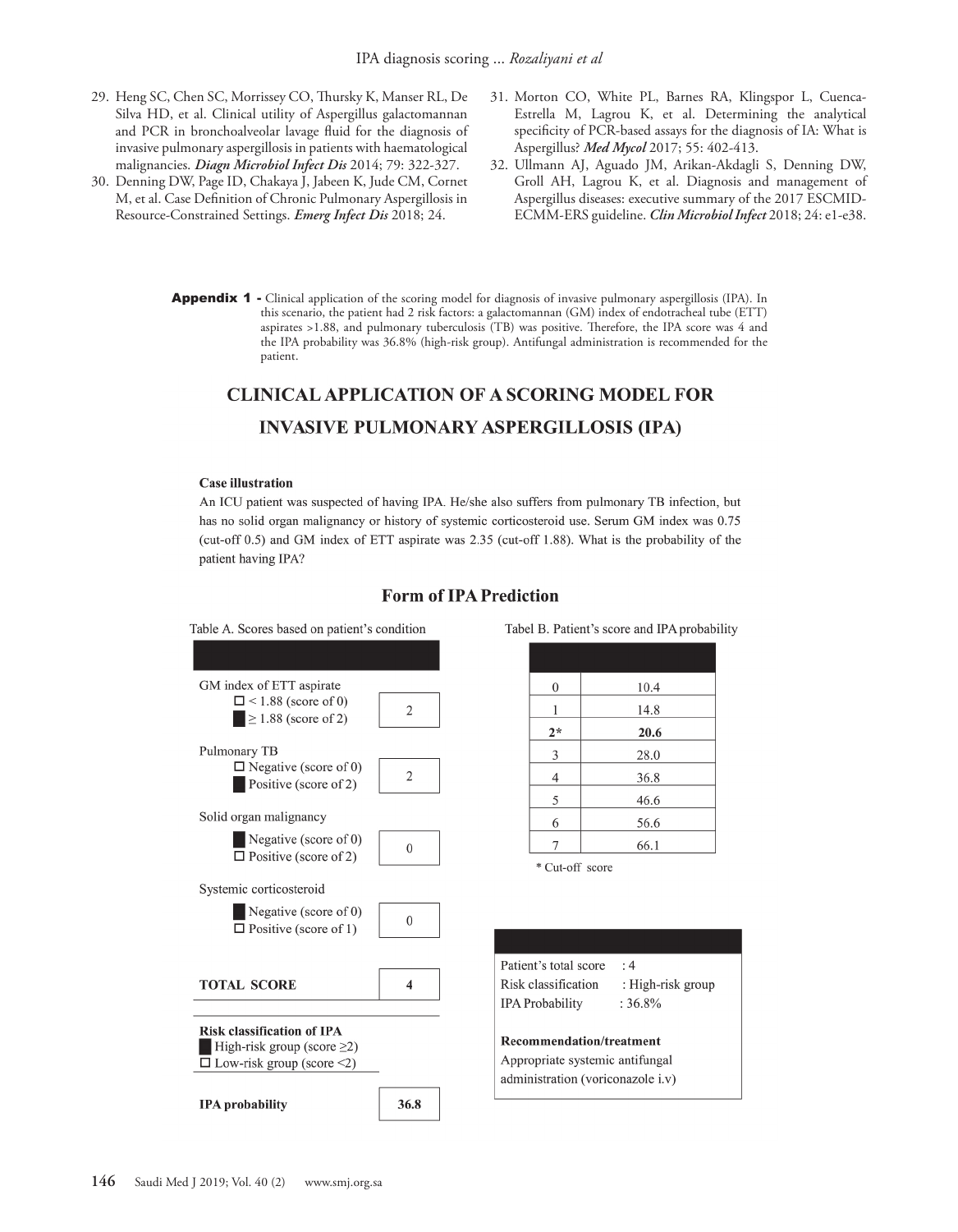29. Heng SC, Chen SC, Morrissey CO, Thursky K, Manser RL, De Silva HD, et al. Clinical utility of Aspergillus galactomannan and PCR in bronchoalveolar lavage fluid for the diagnosis of invasive pulmonary aspergillosis in patients with haematological malignancies. ***Diagn Microbiol Infect Dis*** 2014; 79: 322-327.
30. Denning DW, Page ID, Chakaya J, Jabeen K, Jude CM, Cornet M, et al. Case Definition of Chronic Pulmonary Aspergillosis in Resource-Constrained Settings. ***Emerg Infect Dis*** 2018; 24.
31. Morton CO, White PL, Barnes RA, Klingspor L, Cuenca-Estrella M, Lagrou K, et al. Determining the analytical specificity of PCR-based assays for the diagnosis of IA: What is Aspergillus? ***Med Mycol*** 2017; 55: 402-413.
32. Ullmann AJ, Aguado JM, Arikan-Akdagli S, Denning DW, Groll AH, Lagrou K, et al. Diagnosis and management of Aspergillus diseases: executive summary of the 2017 ESCMID-ECMM-ERS guideline. ***Clin Microbiol Infect*** 2018; 24: e1-e38.

**Appendix 1 -** Clinical application of the scoring model for diagnosis of invasive pulmonary aspergillosis (IPA). In this scenario, the patient had 2 risk factors: a galactomannan (GM) index of endotracheal tube (ETT) aspirates >1.88, and pulmonary tuberculosis (TB) was positive. Therefore, the IPA score was 4 and the IPA probability was 36.8% (high-risk group). Antifungal administration is recommended for the patient.

## CLINICAL APPLICATION OF A SCORING MODEL FOR INVASIVE PULMONARY ASPERGILLOSIS (IPA)

**Case illustration**

An ICU patient was suspected of having IPA. He/she also suffers from pulmonary TB infection, but has no solid organ malignancy or history of systemic corticosteroid use. Serum GM index was 0.75 (cut-off 0.5) and GM index of ETT aspirate was 2.35 (cut-off 1.88). What is the probability of the patient having IPA?

### Form of IPA Prediction

Table A. Scores based on patient's condition

| | |
|---|---|
| GM index of ETT aspirate<br>☐ < 1.88 (score of 0)<br>■ ≥ 1.88 (score of 2) | 2 |
| Pulmonary TB<br>☐ Negative (score of 0)<br>■ Positive (score of 2) | 2 |
| Solid organ malignancy<br>■ Negative (score of 0)<br>☐ Positive (score of 2) | 0 |
| Systemic corticosteroid<br>■ Negative (score of 0)<br>☐ Positive (score of 1) | 0 |
| **TOTAL SCORE** | **4** |
| **Risk classification of IPA**<br>■ High-risk group (score ≥2)<br>☐ Low-risk group (score <2) | |
| **IPA probability** | **36.8** |

Tabel B. Patient's score and IPA probability

| | |
|---|---|
| 0 | 10.4 |
| 1 | 14.8 |
| **2*** | **20.6** |
| 3 | 28.0 |
| 4 | 36.8 |
| 5 | 46.6 |
| 6 | 56.6 |
| 7 | 66.1 |

\* Cut-off score

| |
|---|
| Patient's total score : 4<br>Risk classification : High-risk group<br>IPA Probability : 36.8% |
| **Recommendation/treatment**<br>Appropriate systemic antifungal administration (voriconazole i.v) |